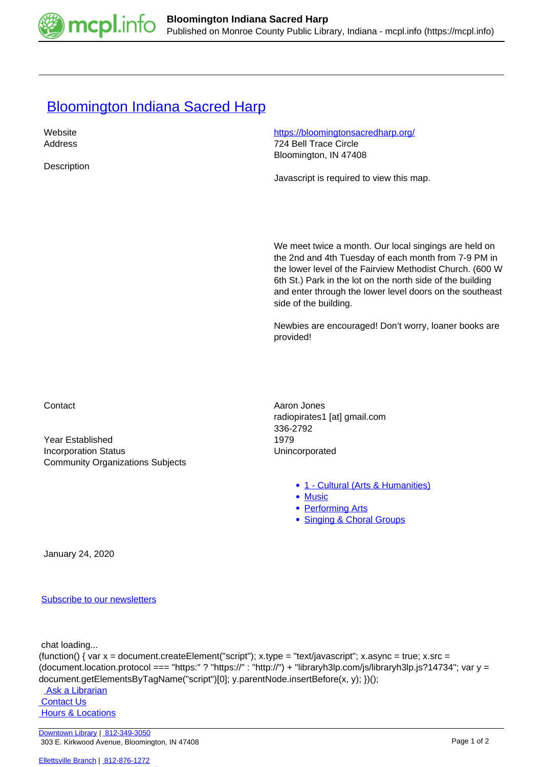# Bloomington Indiana Sacred Harp

| | |
|---|---|
| Website | https://bloomingtonsacredharp.org/ |
| Address | 724 Bell Trace Circle<br>Bloomington, IN 47408 |
| Description | Javascript is required to view this map.<br><br>We meet twice a month. Our local singings are held on the 2nd and 4th Tuesday of each month from 7-9 PM in the lower level of the Fairview Methodist Church. (600 W 6th St.) Park in the lot on the north side of the building and enter through the lower level doors on the southeast side of the building.<br><br>Newbies are encouraged! Don't worry, loaner books are provided! |
| Contact | Aaron Jones<br>radiopirates1 [at] gmail.com<br>336-2792 |
| Year Established | 1979 |
| Incorporation Status | Unincorporated |
| Community Organizations Subjects | • 1 - Cultural (Arts & Humanities)<br>• Music<br>• Performing Arts<br>• Singing & Choral Groups |

January 24, 2020

Subscribe to our newsletters

chat loading...

```
(function() { var x = document.createElement("script"); x.type = "text/javascript"; x.async = true; x.src = (document.location.protocol === "https:" ? "https://" : "http://") + "libraryh3lp.com/js/libraryh3lp.js?14734"; var y = document.getElementsByTagName("script")[0]; y.parentNode.insertBefore(x, y); })();
```

Ask a Librarian
Contact Us
Hours & Locations

Downtown Library | 812-349-3050
303 E. Kirkwood Avenue, Bloomington, IN 47408

Ellettsville Branch | 812-876-1272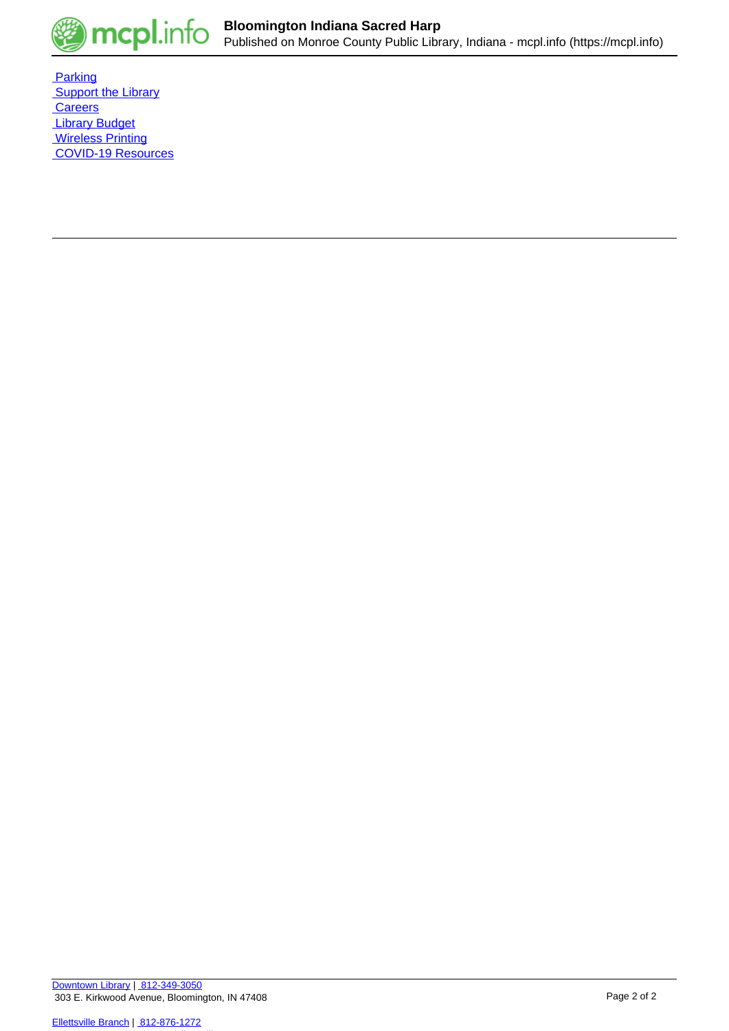Parking
Support the Library
Careers
Library Budget
Wireless Printing
COVID-19 Resources

Downtown Library | 812-349-3050
303 E. Kirkwood Avenue, Bloomington, IN 47408

Ellettsville Branch | 812-876-1272